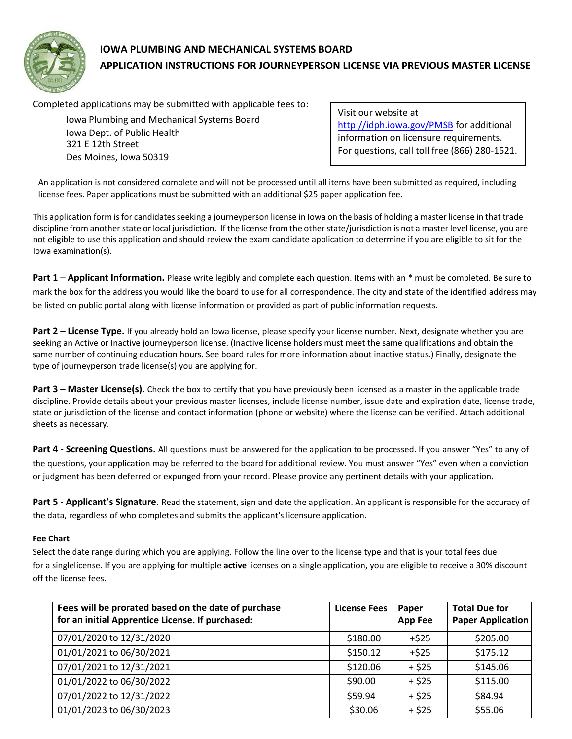# IOWA PLUMBING AND MECHANICAL SYSTEMS BOARD

## APPLICATION INSTRUCTIONS FOR JOURNEYPERSON LICENSE VIA PREVIOUS MASTER LICENSE

Completed applications may be submitted with applicable fees to:

Iowa Plumbing and Mechanical Systems Board
Iowa Dept. of Public Health
321 E 12th Street
Des Moines, Iowa 50319

Visit our website at http://idph.iowa.gov/PMSB for additional information on licensure requirements. For questions, call toll free (866) 280-1521.

An application is not considered complete and will not be processed until all items have been submitted as required, including license fees. Paper applications must be submitted with an additional $25 paper application fee.

This application form is for candidates seeking a journeyperson license in Iowa on the basis of holding a master license in that trade discipline from another state or local jurisdiction. If the license from the other state/jurisdiction is not a master level license, you are not eligible to use this application and should review the exam candidate application to determine if you are eligible to sit for the Iowa examination(s).

**Part 1** – **Applicant Information.** Please write legibly and complete each question. Items with an * must be completed. Be sure to mark the box for the address you would like the board to use for all correspondence. The city and state of the identified address may be listed on public portal along with license information or provided as part of public information requests.

**Part 2 – License Type.** If you already hold an Iowa license, please specify your license number. Next, designate whether you are seeking an Active or Inactive journeyperson license. (Inactive license holders must meet the same qualifications and obtain the same number of continuing education hours. See board rules for more information about inactive status.) Finally, designate the type of journeyperson trade license(s) you are applying for.

**Part 3 – Master License(s).** Check the box to certify that you have previously been licensed as a master in the applicable trade discipline. Provide details about your previous master licenses, include license number, issue date and expiration date, license trade, state or jurisdiction of the license and contact information (phone or website) where the license can be verified. Attach additional sheets as necessary.

**Part 4 - Screening Questions.** All questions must be answered for the application to be processed. If you answer "Yes" to any of the questions, your application may be referred to the board for additional review. You must answer "Yes" even when a conviction or judgment has been deferred or expunged from your record. Please provide any pertinent details with your application.

**Part 5 - Applicant's Signature.** Read the statement, sign and date the application. An applicant is responsible for the accuracy of the data, regardless of who completes and submits the applicant's licensure application.

#### Fee Chart

Select the date range during which you are applying. Follow the line over to the license type and that is your total fees due for a singlelicense. If you are applying for multiple **active** licenses on a single application, you are eligible to receive a 30% discount off the license fees.

| Fees will be prorated based on the date of purchase for an initial Apprentice License. If purchased: | License Fees | Paper App Fee | Total Due for Paper Application |
|---|---|---|---|
| 07/01/2020 to 12/31/2020 | $180.00 | +$25 | $205.00 |
| 01/01/2021 to 06/30/2021 | $150.12 | +$25 | $175.12 |
| 07/01/2021 to 12/31/2021 | $120.06 | + $25 | $145.06 |
| 01/01/2022 to 06/30/2022 | $90.00 | + $25 | $115.00 |
| 07/01/2022 to 12/31/2022 | $59.94 | + $25 | $84.94 |
| 01/01/2023 to 06/30/2023 | $30.06 | + $25 | $55.06 |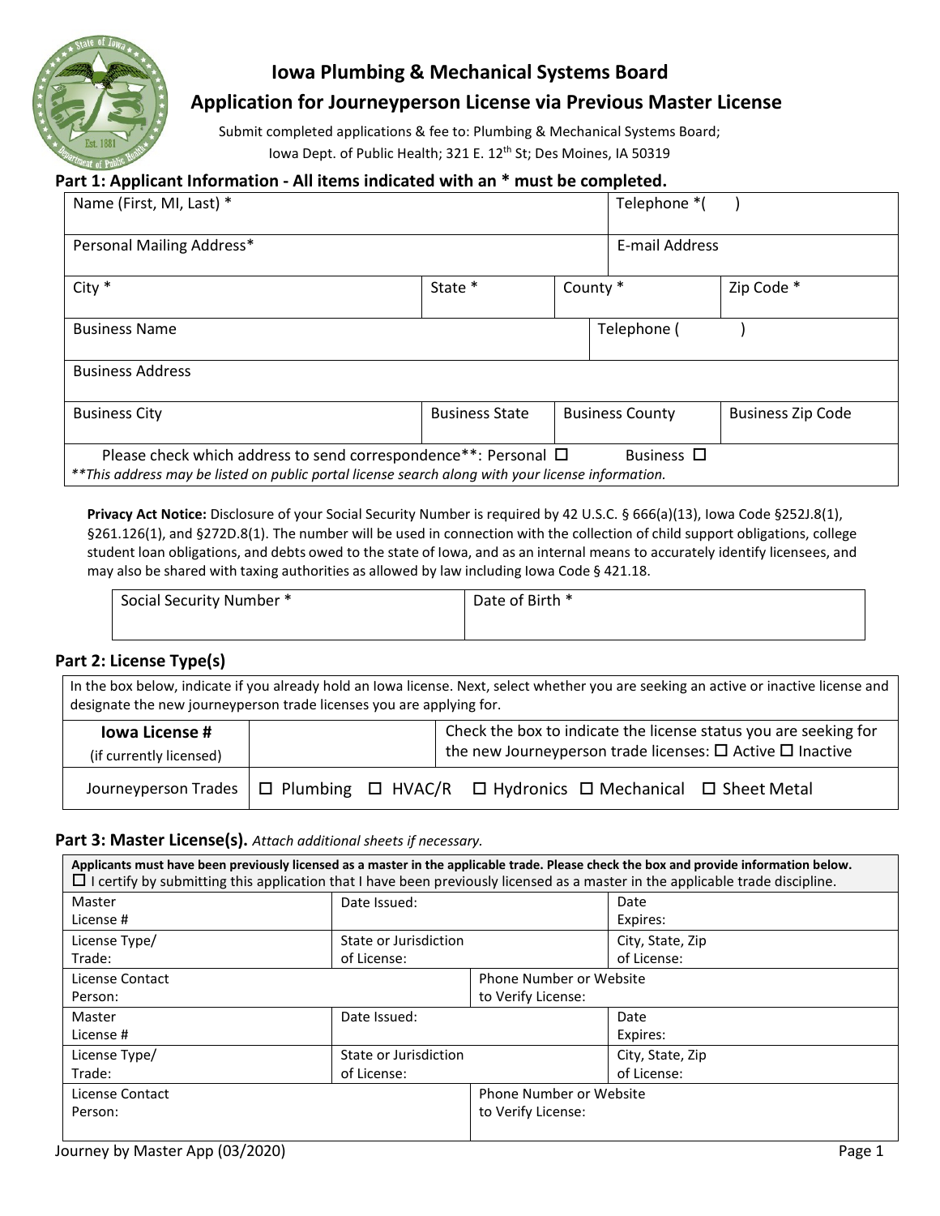# Iowa Plumbing & Mechanical Systems Board

## Application for Journeyperson License via Previous Master License

Submit completed applications & fee to: Plumbing & Mechanical Systems Board; Iowa Dept. of Public Health; 321 E. 12th St; Des Moines, IA 50319

### Part 1: Applicant Information - All items indicated with an * must be completed.

| Name (First, MI, Last) * | | | Telephone *( ) |
|---|---|---|---|
| Personal Mailing Address* | | | E-mail Address |
| City * | State * | County * | Zip Code * |
| Business Name | | | Telephone ( ) |
| Business Address | | | |
| Business City | Business State | Business County | Business Zip Code |
| Please check which address to send correspondence**: Personal ☐ Business ☐ | | | |

*\*\*This address may be listed on public portal license search along with your license information.*

**Privacy Act Notice:** Disclosure of your Social Security Number is required by 42 U.S.C. § 666(a)(13), Iowa Code §252J.8(1), §261.126(1), and §272D.8(1). The number will be used in connection with the collection of child support obligations, college student loan obligations, and debts owed to the state of Iowa, and as an internal means to accurately identify licensees, and may also be shared with taxing authorities as allowed by law including Iowa Code § 421.18.

| Social Security Number * | Date of Birth * |
|---|---|
| | |

### Part 2: License Type(s)

In the box below, indicate if you already hold an Iowa license. Next, select whether you are seeking an active or inactive license and designate the new journeyperson trade licenses you are applying for.

| **Iowa License #** (if currently licensed) | | Check the box to indicate the license status you are seeking for the new Journeyperson trade licenses: ☐ Active ☐ Inactive |
|---|---|---|
| Journeyperson Trades | ☐ Plumbing ☐ HVAC/R ☐ Hydronics ☐ Mechanical ☐ Sheet Metal | |

### Part 3: Master License(s). *Attach additional sheets if necessary.*

**Applicants must have been previously licensed as a master in the applicable trade. Please check the box and provide information below.**
☐ I certify by submitting this application that I have been previously licensed as a master in the applicable trade discipline.

| Master License # | Date Issued: | Date Expires: |
|---|---|---|
| License Type/ Trade: | State or Jurisdiction of License: | City, State, Zip of License: |
| License Contact Person: | Phone Number or Website to Verify License: | |
| Master License # | Date Issued: | Date Expires: |
| License Type/ Trade: | State or Jurisdiction of License: | City, State, Zip of License: |
| License Contact Person: | Phone Number or Website to Verify License: | |

Journey by Master App (03/2020)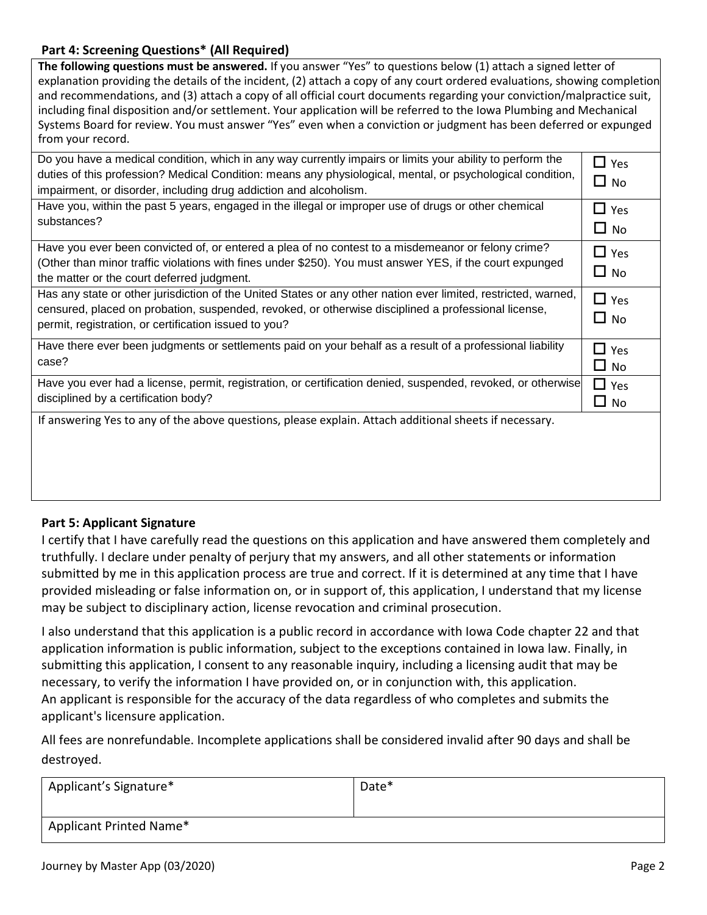## Part 4: Screening Questions* (All Required)

**The following questions must be answered.** If you answer "Yes" to questions below (1) attach a signed letter of explanation providing the details of the incident, (2) attach a copy of any court ordered evaluations, showing completion and recommendations, and (3) attach a copy of all official court documents regarding your conviction/malpractice suit, including final disposition and/or settlement. Your application will be referred to the Iowa Plumbing and Mechanical Systems Board for review. You must answer "Yes" even when a conviction or judgment has been deferred or expunged from your record.

| | |
|---|---|
| Do you have a medical condition, which in any way currently impairs or limits your ability to perform the duties of this profession? Medical Condition: means any physiological, mental, or psychological condition, impairment, or disorder, including drug addiction and alcoholism. | ☐ Yes ☐ No |
| Have you, within the past 5 years, engaged in the illegal or improper use of drugs or other chemical substances? | ☐ Yes ☐ No |
| Have you ever been convicted of, or entered a plea of no contest to a misdemeanor or felony crime? (Other than minor traffic violations with fines under $250). You must answer YES, if the court expunged the matter or the court deferred judgment. | ☐ Yes ☐ No |
| Has any state or other jurisdiction of the United States or any other nation ever limited, restricted, warned, censured, placed on probation, suspended, revoked, or otherwise disciplined a professional license, permit, registration, or certification issued to you? | ☐ Yes ☐ No |
| Have there ever been judgments or settlements paid on your behalf as a result of a professional liability case? | ☐ Yes ☐ No |
| Have you ever had a license, permit, registration, or certification denied, suspended, revoked, or otherwise disciplined by a certification body? | ☐ Yes ☐ No |

If answering Yes to any of the above questions, please explain. Attach additional sheets if necessary.

## Part 5: Applicant Signature

I certify that I have carefully read the questions on this application and have answered them completely and truthfully. I declare under penalty of perjury that my answers, and all other statements or information submitted by me in this application process are true and correct. If it is determined at any time that I have provided misleading or false information on, or in support of, this application, I understand that my license may be subject to disciplinary action, license revocation and criminal prosecution.

I also understand that this application is a public record in accordance with Iowa Code chapter 22 and that application information is public information, subject to the exceptions contained in Iowa law. Finally, in submitting this application, I consent to any reasonable inquiry, including a licensing audit that may be necessary, to verify the information I have provided on, or in conjunction with, this application.
An applicant is responsible for the accuracy of the data regardless of who completes and submits the applicant's licensure application.

All fees are nonrefundable. Incomplete applications shall be considered invalid after 90 days and shall be destroyed.

| | |
|---|---|
| Applicant's Signature* | Date* |
| Applicant Printed Name* | |

Journey by Master App (03/2020)